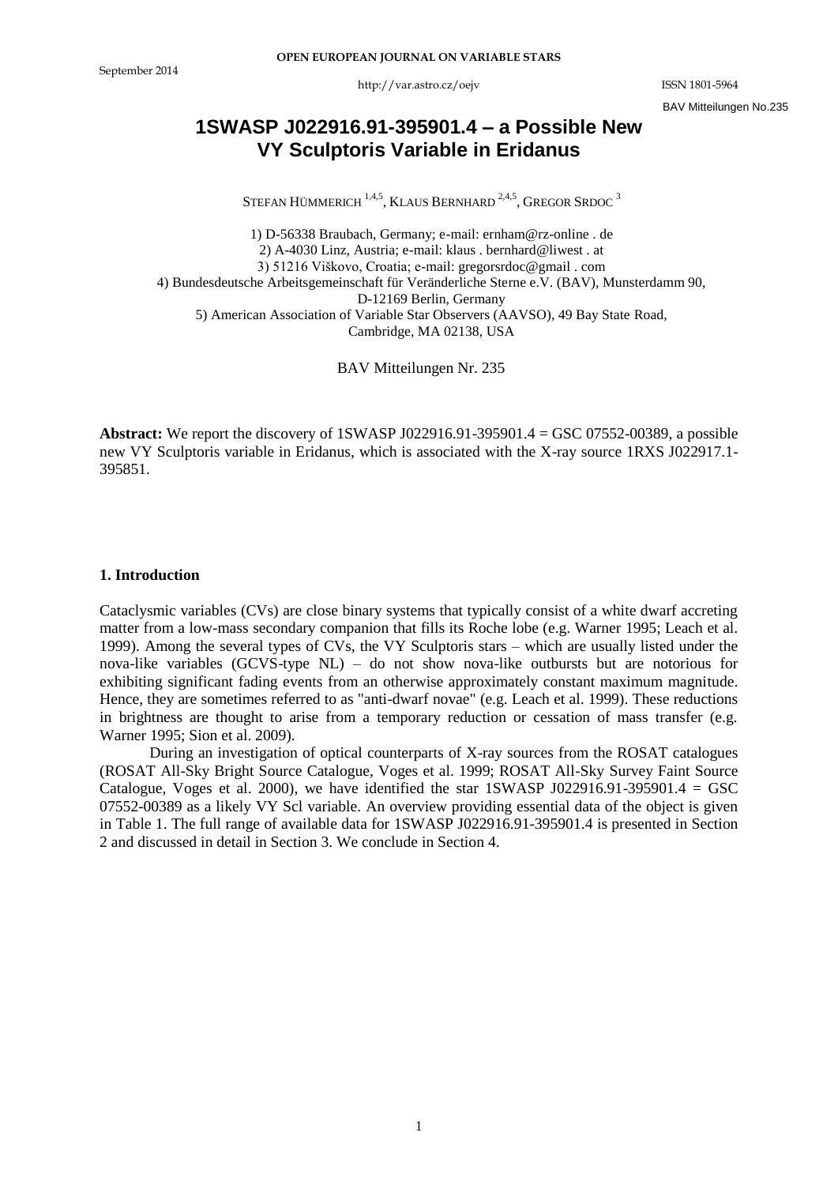# 1SWASP J022916.91-395901.4 – a Possible New VY Sculptoris Variable in Eridanus

STEFAN HÜMMERICH [1,4,5], KLAUS BERNHARD [2,4,5], GREGOR SRDOC [3]

1) D-56338 Braubach, Germany; e-mail: ernham@rz-online . de
2) A-4030 Linz, Austria; e-mail: klaus . bernhard@liwest . at
3) 51216 Viškovo, Croatia; e-mail: gregorsrdoc@gmail . com
4) Bundesdeutsche Arbeitsgemeinschaft für Veränderliche Sterne e.V. (BAV), Munsterdamm 90, D-12169 Berlin, Germany
5) American Association of Variable Star Observers (AAVSO), 49 Bay State Road, Cambridge, MA 02138, USA

BAV Mitteilungen Nr. 235

**Abstract:** We report the discovery of 1SWASP J022916.91-395901.4 = GSC 07552-00389, a possible new VY Sculptoris variable in Eridanus, which is associated with the X-ray source 1RXS J022917.1-395851.

## 1. Introduction

Cataclysmic variables (CVs) are close binary systems that typically consist of a white dwarf accreting matter from a low-mass secondary companion that fills its Roche lobe (e.g. Warner 1995; Leach et al. 1999). Among the several types of CVs, the VY Sculptoris stars – which are usually listed under the nova-like variables (GCVS-type NL) – do not show nova-like outbursts but are notorious for exhibiting significant fading events from an otherwise approximately constant maximum magnitude. Hence, they are sometimes referred to as "anti-dwarf novae" (e.g. Leach et al. 1999). These reductions in brightness are thought to arise from a temporary reduction or cessation of mass transfer (e.g. Warner 1995; Sion et al. 2009).

During an investigation of optical counterparts of X-ray sources from the ROSAT catalogues (ROSAT All-Sky Bright Source Catalogue, Voges et al. 1999; ROSAT All-Sky Survey Faint Source Catalogue, Voges et al. 2000), we have identified the star 1SWASP J022916.91-395901.4 = GSC 07552-00389 as a likely VY Scl variable. An overview providing essential data of the object is given in Table 1. The full range of available data for 1SWASP J022916.91-395901.4 is presented in Section 2 and discussed in detail in Section 3. We conclude in Section 4.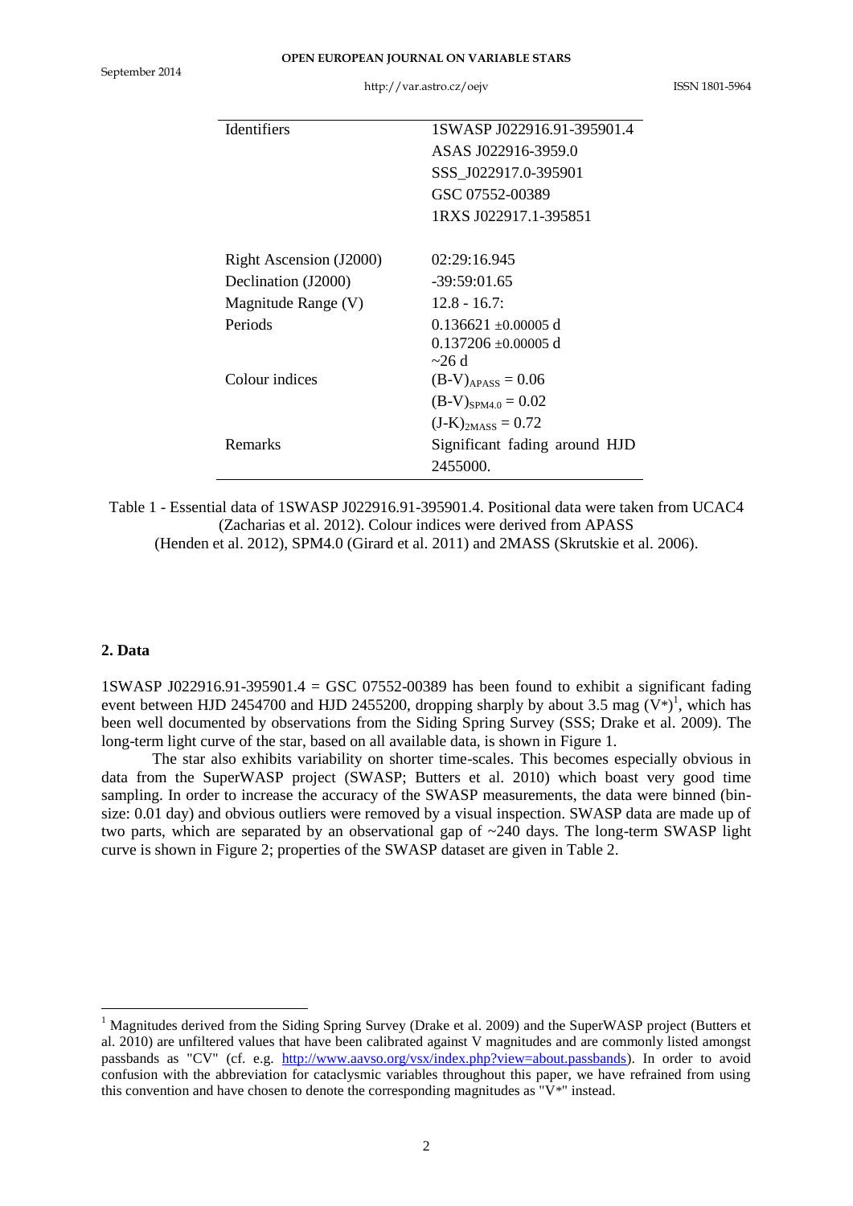| Identifiers | 1SWASP J022916.91-395901.4 |
|---|---|
| | ASAS J022916-3959.0 |
| | SSS_J022917.0-395901 |
| | GSC 07552-00389 |
| | 1RXS J022917.1-395851 |
| | |
| Right Ascension (J2000) | 02:29:16.945 |
| Declination (J2000) | -39:59:01.65 |
| Magnitude Range (V) | 12.8 - 16.7: |
| Periods | 0.136621 ±0.00005 d |
| | 0.137206 ±0.00005 d |
| | ~26 d |
| Colour indices | $(B-V)_{APASS} = 0.06$ |
| | $(B-V)_{SPM4.0} = 0.02$ |
| | $(J-K)_{2MASS} = 0.72$ |
| Remarks | Significant fading around HJD 2455000. |

Table 1 - Essential data of 1SWASP J022916.91-395901.4. Positional data were taken from UCAC4 (Zacharias et al. 2012). Colour indices were derived from APASS (Henden et al. 2012), SPM4.0 (Girard et al. 2011) and 2MASS (Skrutskie et al. 2006).

## 2. Data

1SWASP J022916.91-395901.4 = GSC 07552-00389 has been found to exhibit a significant fading event between HJD 2454700 and HJD 2455200, dropping sharply by about 3.5 mag (V*)[1], which has been well documented by observations from the Siding Spring Survey (SSS; Drake et al. 2009). The long-term light curve of the star, based on all available data, is shown in Figure 1.

The star also exhibits variability on shorter time-scales. This becomes especially obvious in data from the SuperWASP project (SWASP; Butters et al. 2010) which boast very good time sampling. In order to increase the accuracy of the SWASP measurements, the data were binned (bin-size: 0.01 day) and obvious outliers were removed by a visual inspection. SWASP data are made up of two parts, which are separated by an observational gap of ~240 days. The long-term SWASP light curve is shown in Figure 2; properties of the SWASP dataset are given in Table 2.

[1] Magnitudes derived from the Siding Spring Survey (Drake et al. 2009) and the SuperWASP project (Butters et al. 2010) are unfiltered values that have been calibrated against V magnitudes and are commonly listed amongst passbands as "CV" (cf. e.g. http://www.aavso.org/vsx/index.php?view=about.passbands). In order to avoid confusion with the abbreviation for cataclysmic variables throughout this paper, we have refrained from using this convention and have chosen to denote the corresponding magnitudes as "V*" instead.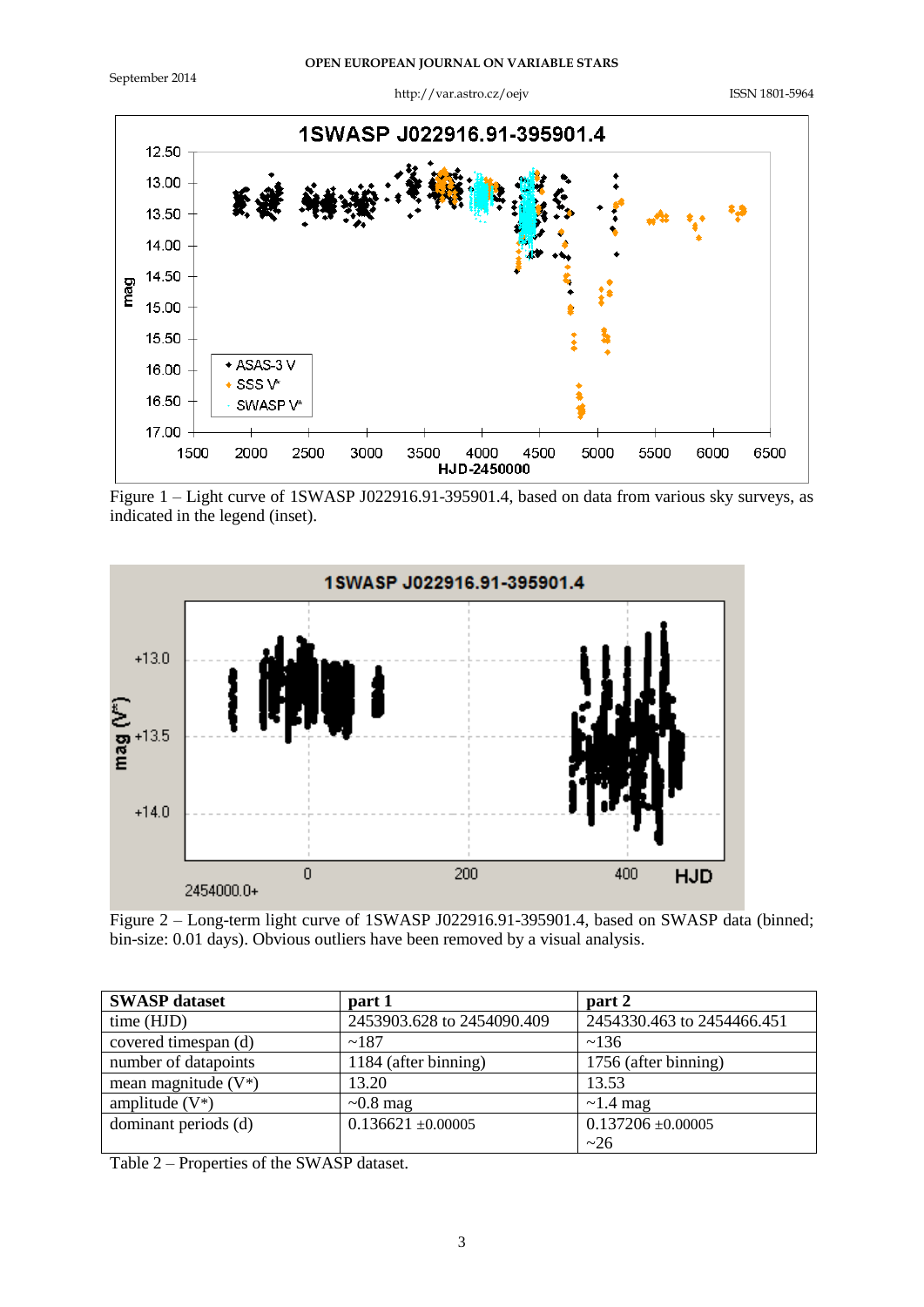Figure 1 – Light curve of 1SWASP J022916.91-395901.4, based on data from various sky surveys, as indicated in the legend (inset).

Figure 2 – Long-term light curve of 1SWASP J022916.91-395901.4, based on SWASP data (binned; bin-size: 0.01 days). Obvious outliers have been removed by a visual analysis.

| SWASP dataset | part 1 | part 2 |
| --- | --- | --- |
| time (HJD) | 2453903.628 to 2454090.409 | 2454330.463 to 2454466.451 |
| covered timespan (d) | ~187 | ~136 |
| number of datapoints | 1184 (after binning) | 1756 (after binning) |
| mean magnitude (V*) | 13.20 | 13.53 |
| amplitude (V*) | ~0.8 mag | ~1.4 mag |
| dominant periods (d) | 0.136621 ±0.00005 | 0.137206 ±0.00005<br>~26 |

Table 2 – Properties of the SWASP dataset.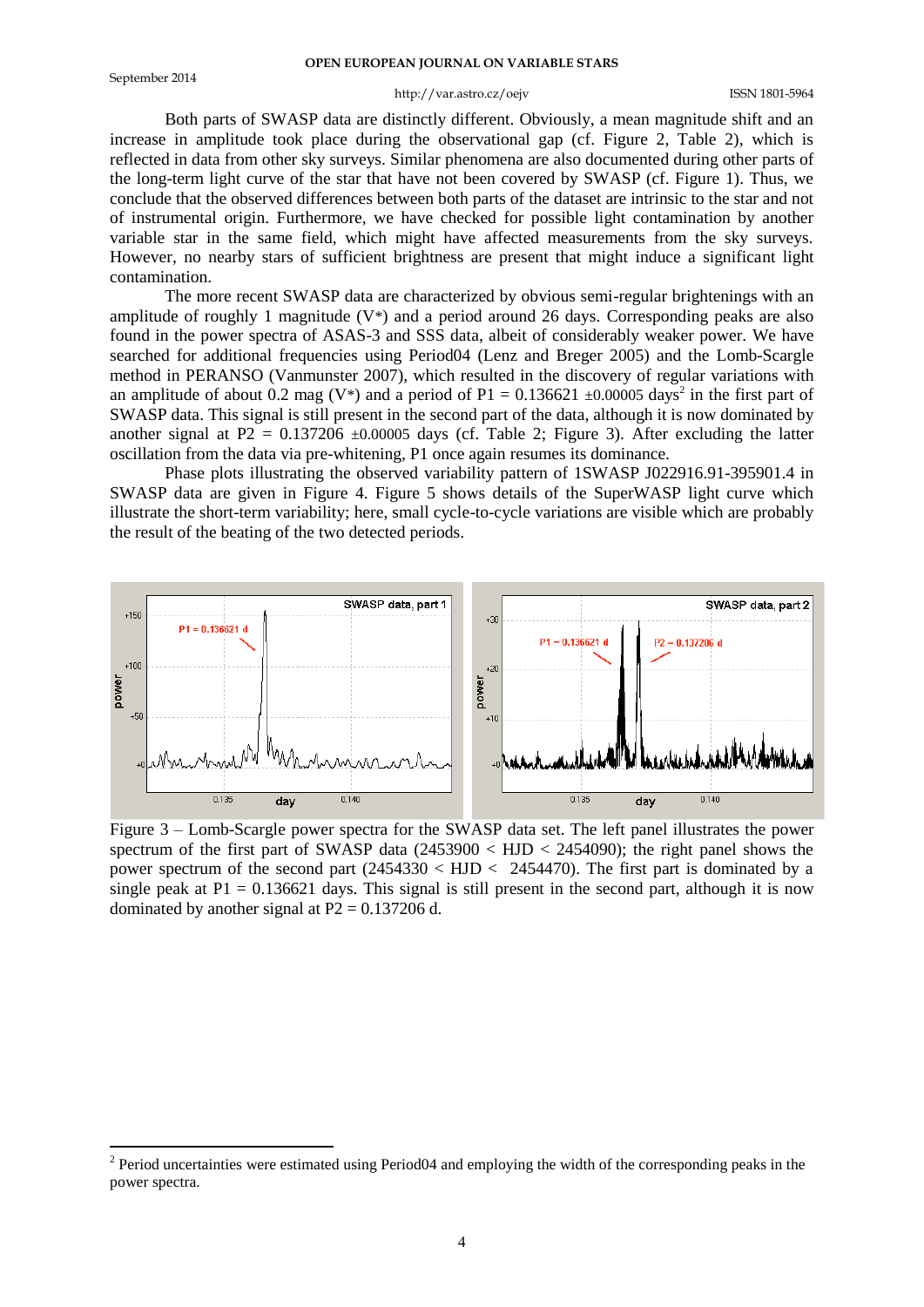Both parts of SWASP data are distinctly different. Obviously, a mean magnitude shift and an increase in amplitude took place during the observational gap (cf. Figure 2, Table 2), which is reflected in data from other sky surveys. Similar phenomena are also documented during other parts of the long-term light curve of the star that have not been covered by SWASP (cf. Figure 1). Thus, we conclude that the observed differences between both parts of the dataset are intrinsic to the star and not of instrumental origin. Furthermore, we have checked for possible light contamination by another variable star in the same field, which might have affected measurements from the sky surveys. However, no nearby stars of sufficient brightness are present that might induce a significant light contamination.

The more recent SWASP data are characterized by obvious semi-regular brightenings with an amplitude of roughly 1 magnitude (V*) and a period around 26 days. Corresponding peaks are also found in the power spectra of ASAS-3 and SSS data, albeit of considerably weaker power. We have searched for additional frequencies using Period04 (Lenz and Breger 2005) and the Lomb-Scargle method in PERANSO (Vanmunster 2007), which resulted in the discovery of regular variations with an amplitude of about 0.2 mag (V*) and a period of P1 = 0.136621 ±0.00005 days[2] in the first part of SWASP data. This signal is still present in the second part of the data, although it is now dominated by another signal at P2 = 0.137206 ±0.00005 days (cf. Table 2; Figure 3). After excluding the latter oscillation from the data via pre-whitening, P1 once again resumes its dominance.

Phase plots illustrating the observed variability pattern of 1SWASP J022916.91-395901.4 in SWASP data are given in Figure 4. Figure 5 shows details of the SuperWASP light curve which illustrate the short-term variability; here, small cycle-to-cycle variations are visible which are probably the result of the beating of the two detected periods.

Figure 3 – Lomb-Scargle power spectra for the SWASP data set. The left panel illustrates the power spectrum of the first part of SWASP data (2453900 < HJD < 2454090); the right panel shows the power spectrum of the second part (2454330 < HJD < 2454470). The first part is dominated by a single peak at P1 = 0.136621 days. This signal is still present in the second part, although it is now dominated by another signal at P2 = 0.137206 d.

[2] Period uncertainties were estimated using Period04 and employing the width of the corresponding peaks in the power spectra.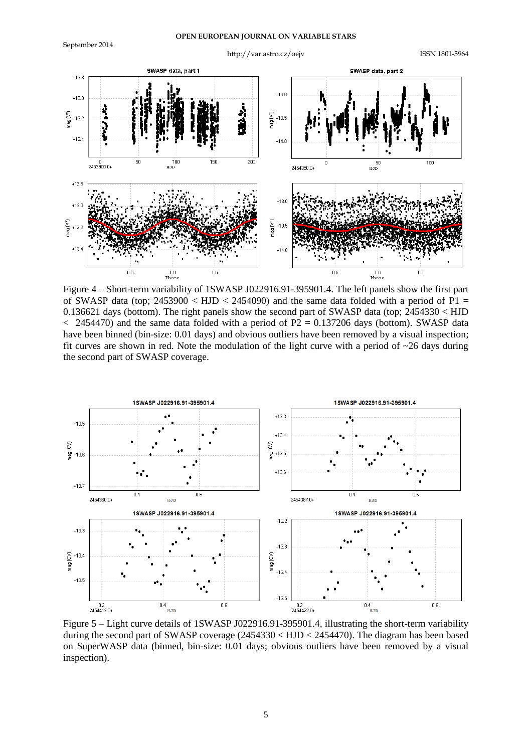Figure 4 – Short-term variability of 1SWASP J022916.91-395901.4. The left panels show the first part of SWASP data (top; 2453900 < HJD < 2454090) and the same data folded with a period of P1 = 0.136621 days (bottom). The right panels show the second part of SWASP data (top; 2454330 < HJD < 2454470) and the same data folded with a period of P2 = 0.137206 days (bottom). SWASP data have been binned (bin-size: 0.01 days) and obvious outliers have been removed by a visual inspection; fit curves are shown in red. Note the modulation of the light curve with a period of ~26 days during the second part of SWASP coverage.

Figure 5 – Light curve details of 1SWASP J022916.91-395901.4, illustrating the short-term variability during the second part of SWASP coverage (2454330 < HJD < 2454470). The diagram has been based on SuperWASP data (binned, bin-size: 0.01 days; obvious outliers have been removed by a visual inspection).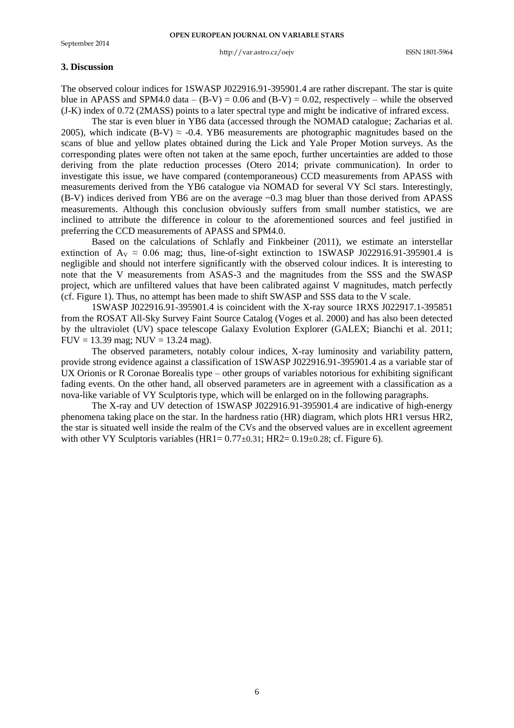### 3. Discussion

The observed colour indices for 1SWASP J022916.91-395901.4 are rather discrepant. The star is quite blue in APASS and SPM4.0 data – (B-V) = 0.06 and (B-V) = 0.02, respectively – while the observed (J-K) index of 0.72 (2MASS) points to a later spectral type and might be indicative of infrared excess.

The star is even bluer in YB6 data (accessed through the NOMAD catalogue; Zacharias et al. 2005), which indicate (B-V) ≈ -0.4. YB6 measurements are photographic magnitudes based on the scans of blue and yellow plates obtained during the Lick and Yale Proper Motion surveys. As the corresponding plates were often not taken at the same epoch, further uncertainties are added to those deriving from the plate reduction processes (Otero 2014; private communication). In order to investigate this issue, we have compared (contemporaneous) CCD measurements from APASS with measurements derived from the YB6 catalogue via NOMAD for several VY Scl stars. Interestingly, (B-V) indices derived from YB6 are on the average ~0.3 mag bluer than those derived from APASS measurements. Although this conclusion obviously suffers from small number statistics, we are inclined to attribute the difference in colour to the aforementioned sources and feel justified in preferring the CCD measurements of APASS and SPM4.0.

Based on the calculations of Schlafly and Finkbeiner (2011), we estimate an interstellar extinction of $A_V \approx 0.06$ mag; thus, line-of-sight extinction to 1SWASP J022916.91-395901.4 is negligible and should not interfere significantly with the observed colour indices. It is interesting to note that the V measurements from ASAS-3 and the magnitudes from the SSS and the SWASP project, which are unfiltered values that have been calibrated against V magnitudes, match perfectly (cf. Figure 1). Thus, no attempt has been made to shift SWASP and SSS data to the V scale.

1SWASP J022916.91-395901.4 is coincident with the X-ray source 1RXS J022917.1-395851 from the ROSAT All-Sky Survey Faint Source Catalog (Voges et al. 2000) and has also been detected by the ultraviolet (UV) space telescope Galaxy Evolution Explorer (GALEX; Bianchi et al. 2011; FUV = 13.39 mag; NUV = 13.24 mag).

The observed parameters, notably colour indices, X-ray luminosity and variability pattern, provide strong evidence against a classification of 1SWASP J022916.91-395901.4 as a variable star of UX Orionis or R Coronae Borealis type – other groups of variables notorious for exhibiting significant fading events. On the other hand, all observed parameters are in agreement with a classification as a nova-like variable of VY Sculptoris type, which will be enlarged on in the following paragraphs.

The X-ray and UV detection of 1SWASP J022916.91-395901.4 are indicative of high-energy phenomena taking place on the star. In the hardness ratio (HR) diagram, which plots HR1 versus HR2, the star is situated well inside the realm of the CVs and the observed values are in excellent agreement with other VY Sculptoris variables (HR1= $0.77 \pm 0.31$; HR2= $0.19 \pm 0.28$; cf. Figure 6).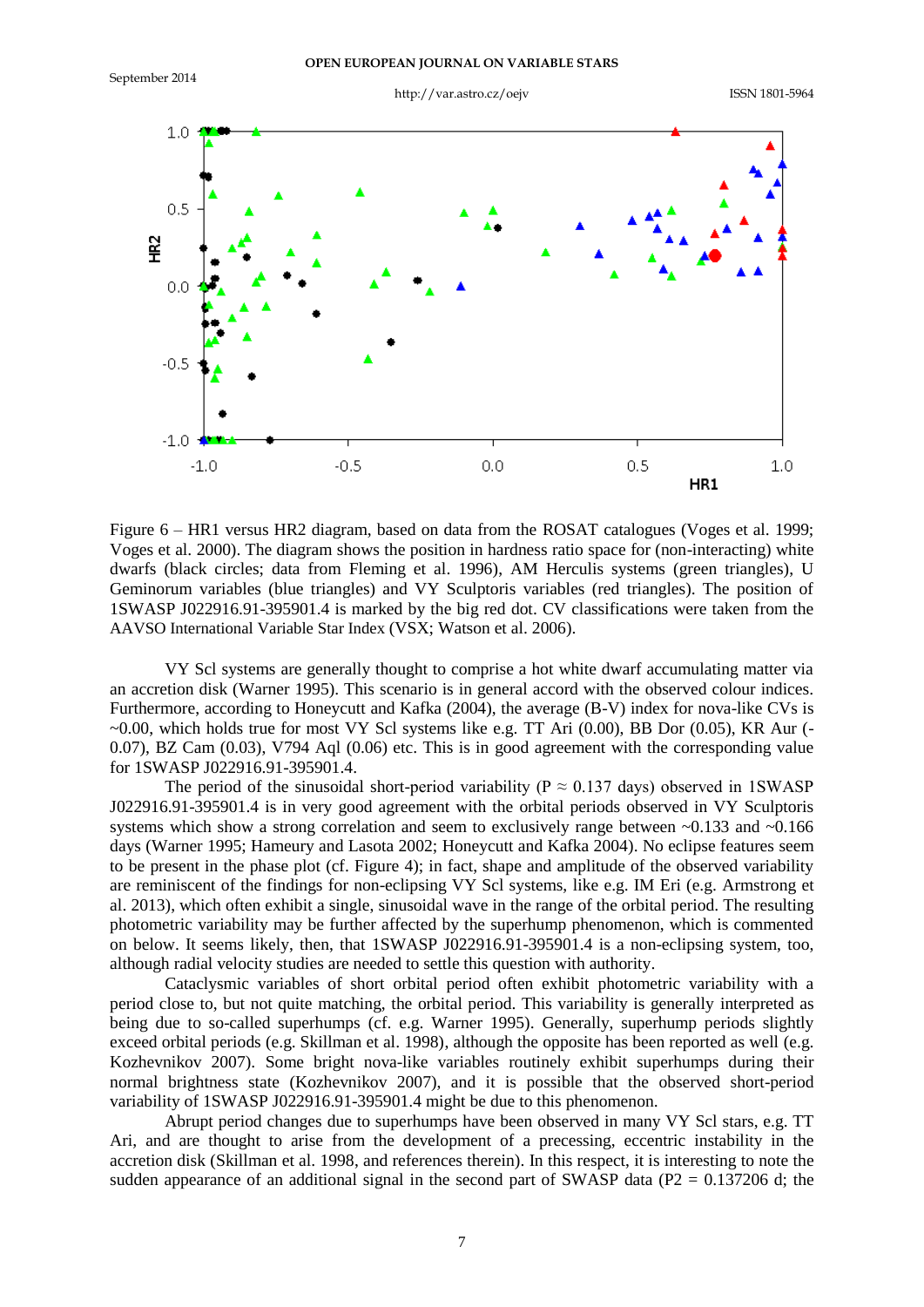Figure 6 – HR1 versus HR2 diagram, based on data from the ROSAT catalogues (Voges et al. 1999; Voges et al. 2000). The diagram shows the position in hardness ratio space for (non-interacting) white dwarfs (black circles; data from Fleming et al. 1996), AM Herculis systems (green triangles), U Geminorum variables (blue triangles) and VY Sculptoris variables (red triangles). The position of 1SWASP J022916.91-395901.4 is marked by the big red dot. CV classifications were taken from the AAVSO International Variable Star Index (VSX; Watson et al. 2006).

VY Scl systems are generally thought to comprise a hot white dwarf accumulating matter via an accretion disk (Warner 1995). This scenario is in general accord with the observed colour indices. Furthermore, according to Honeycutt and Kafka (2004), the average (B-V) index for nova-like CVs is ~0.00, which holds true for most VY Scl systems like e.g. TT Ari (0.00), BB Dor (0.05), KR Aur (-0.07), BZ Cam (0.03), V794 Aql (0.06) etc. This is in good agreement with the corresponding value for 1SWASP J022916.91-395901.4.

The period of the sinusoidal short-period variability ($P \approx 0.137$ days) observed in 1SWASP J022916.91-395901.4 is in very good agreement with the orbital periods observed in VY Sculptoris systems which show a strong correlation and seem to exclusively range between ~0.133 and ~0.166 days (Warner 1995; Hameury and Lasota 2002; Honeycutt and Kafka 2004). No eclipse features seem to be present in the phase plot (cf. Figure 4); in fact, shape and amplitude of the observed variability are reminiscent of the findings for non-eclipsing VY Scl systems, like e.g. IM Eri (e.g. Armstrong et al. 2013), which often exhibit a single, sinusoidal wave in the range of the orbital period. The resulting photometric variability may be further affected by the superhump phenomenon, which is commented on below. It seems likely, then, that 1SWASP J022916.91-395901.4 is a non-eclipsing system, too, although radial velocity studies are needed to settle this question with authority.

Cataclysmic variables of short orbital period often exhibit photometric variability with a period close to, but not quite matching, the orbital period. This variability is generally interpreted as being due to so-called superhumps (cf. e.g. Warner 1995). Generally, superhump periods slightly exceed orbital periods (e.g. Skillman et al. 1998), although the opposite has been reported as well (e.g. Kozhevnikov 2007). Some bright nova-like variables routinely exhibit superhumps during their normal brightness state (Kozhevnikov 2007), and it is possible that the observed short-period variability of 1SWASP J022916.91-395901.4 might be due to this phenomenon.

Abrupt period changes due to superhumps have been observed in many VY Scl stars, e.g. TT Ari, and are thought to arise from the development of a precessing, eccentric instability in the accretion disk (Skillman et al. 1998, and references therein). In this respect, it is interesting to note the sudden appearance of an additional signal in the second part of SWASP data ($P2 = 0.137206$ d; the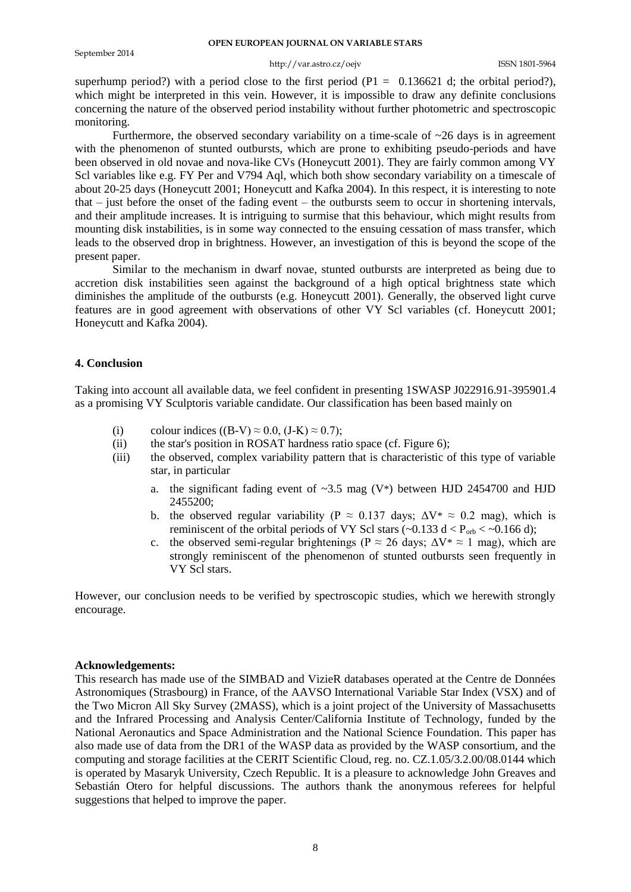superhump period?) with a period close to the first period (P1 = 0.136621 d; the orbital period?), which might be interpreted in this vein. However, it is impossible to draw any definite conclusions concerning the nature of the observed period instability without further photometric and spectroscopic monitoring.

Furthermore, the observed secondary variability on a time-scale of ~26 days is in agreement with the phenomenon of stunted outbursts, which are prone to exhibiting pseudo-periods and have been observed in old novae and nova-like CVs (Honeycutt 2001). They are fairly common among VY Scl variables like e.g. FY Per and V794 Aql, which both show secondary variability on a timescale of about 20-25 days (Honeycutt 2001; Honeycutt and Kafka 2004). In this respect, it is interesting to note that – just before the onset of the fading event – the outbursts seem to occur in shortening intervals, and their amplitude increases. It is intriguing to surmise that this behaviour, which might results from mounting disk instabilities, is in some way connected to the ensuing cessation of mass transfer, which leads to the observed drop in brightness. However, an investigation of this is beyond the scope of the present paper.

Similar to the mechanism in dwarf novae, stunted outbursts are interpreted as being due to accretion disk instabilities seen against the background of a high optical brightness state which diminishes the amplitude of the outbursts (e.g. Honeycutt 2001). Generally, the observed light curve features are in good agreement with observations of other VY Scl variables (cf. Honeycutt 2001; Honeycutt and Kafka 2004).

## 4. Conclusion

Taking into account all available data, we feel confident in presenting 1SWASP J022916.91-395901.4 as a promising VY Sculptoris variable candidate. Our classification has been based mainly on

(i) colour indices ((B-V) ≈ 0.0, (J-K) ≈ 0.7);

(ii) the star's position in ROSAT hardness ratio space (cf. Figure 6);

(iii) the observed, complex variability pattern that is characteristic of this type of variable star, in particular

  a. the significant fading event of ~3.5 mag (V*) between HJD 2454700 and HJD 2455200;
  b. the observed regular variability (P ≈ 0.137 days; ΔV* ≈ 0.2 mag), which is reminiscent of the orbital periods of VY Scl stars (~0.133 d < $P_{orb}$ < ~0.166 d);
  c. the observed semi-regular brightenings (P ≈ 26 days; ΔV* ≈ 1 mag), which are strongly reminiscent of the phenomenon of stunted outbursts seen frequently in VY Scl stars.

However, our conclusion needs to be verified by spectroscopic studies, which we herewith strongly encourage.

**Acknowledgements:**
This research has made use of the SIMBAD and VizieR databases operated at the Centre de Données Astronomiques (Strasbourg) in France, of the AAVSO International Variable Star Index (VSX) and of the Two Micron All Sky Survey (2MASS), which is a joint project of the University of Massachusetts and the Infrared Processing and Analysis Center/California Institute of Technology, funded by the National Aeronautics and Space Administration and the National Science Foundation. This paper has also made use of data from the DR1 of the WASP data as provided by the WASP consortium, and the computing and storage facilities at the CERIT Scientific Cloud, reg. no. CZ.1.05/3.2.00/08.0144 which is operated by Masaryk University, Czech Republic. It is a pleasure to acknowledge John Greaves and Sebastián Otero for helpful discussions. The authors thank the anonymous referees for helpful suggestions that helped to improve the paper.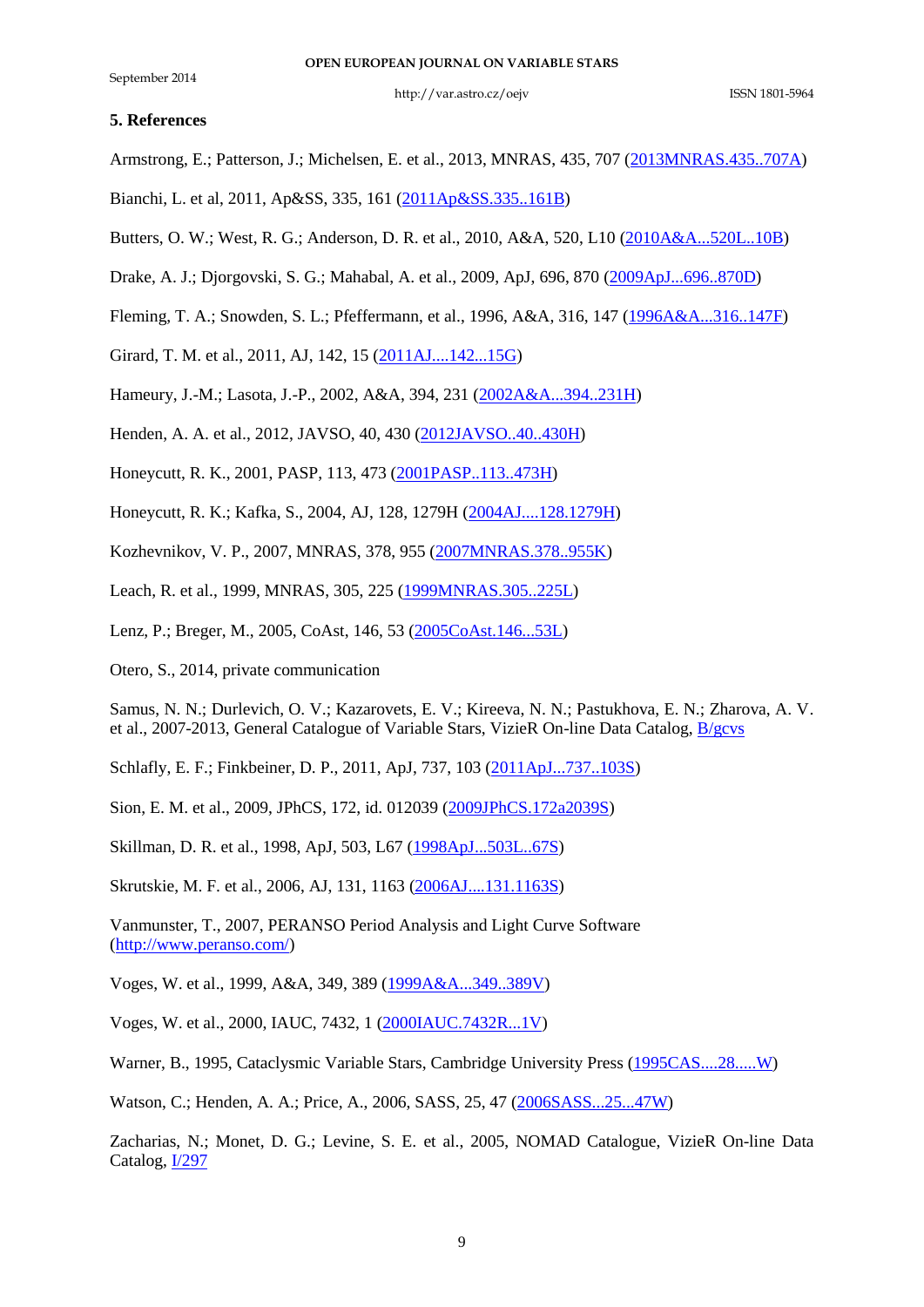## 5. References

Armstrong, E.; Patterson, J.; Michelsen, E. et al., 2013, MNRAS, 435, 707 ([2013MNRAS.435..707A](2013MNRAS.435..707A))

Bianchi, L. et al, 2011, Ap&SS, 335, 161 ([2011Ap&SS.335..161B](2011Ap&SS.335..161B))

Butters, O. W.; West, R. G.; Anderson, D. R. et al., 2010, A&A, 520, L10 ([2010A&A...520L..10B](2010A&A...520L..10B))

Drake, A. J.; Djorgovski, S. G.; Mahabal, A. et al., 2009, ApJ, 696, 870 ([2009ApJ...696..870D](2009ApJ...696..870D))

Fleming, T. A.; Snowden, S. L.; Pfeffermann, et al., 1996, A&A, 316, 147 ([1996A&A...316..147F](1996A&A...316..147F))

Girard, T. M. et al., 2011, AJ, 142, 15 ([2011AJ....142...15G](2011AJ....142...15G))

Hameury, J.-M.; Lasota, J.-P., 2002, A&A, 394, 231 ([2002A&A...394..231H](2002A&A...394..231H))

Henden, A. A. et al., 2012, JAVSO, 40, 430 ([2012JAVSO..40..430H](2012JAVSO..40..430H))

Honeycutt, R. K., 2001, PASP, 113, 473 ([2001PASP..113..473H](2001PASP..113..473H))

Honeycutt, R. K.; Kafka, S., 2004, AJ, 128, 1279H ([2004AJ....128.1279H](2004AJ....128.1279H))

Kozhevnikov, V. P., 2007, MNRAS, 378, 955 ([2007MNRAS.378..955K](2007MNRAS.378..955K))

Leach, R. et al., 1999, MNRAS, 305, 225 ([1999MNRAS.305..225L](1999MNRAS.305..225L))

Lenz, P.; Breger, M., 2005, CoAst, 146, 53 ([2005CoAst.146...53L](2005CoAst.146...53L))

Otero, S., 2014, private communication

Samus, N. N.; Durlevich, O. V.; Kazarovets, E. V.; Kireeva, N. N.; Pastukhova, E. N.; Zharova, A. V. et al., 2007-2013, General Catalogue of Variable Stars, VizieR On-line Data Catalog, [B/gcvs](B/gcvs)

Schlafly, E. F.; Finkbeiner, D. P., 2011, ApJ, 737, 103 ([2011ApJ...737..103S](2011ApJ...737..103S))

Sion, E. M. et al., 2009, JPhCS, 172, id. 012039 ([2009JPhCS.172a2039S](2009JPhCS.172a2039S))

Skillman, D. R. et al., 1998, ApJ, 503, L67 ([1998ApJ...503L..67S](1998ApJ...503L..67S))

Skrutskie, M. F. et al., 2006, AJ, 131, 1163 ([2006AJ....131.1163S](2006AJ....131.1163S))

Vanmunster, T., 2007, PERANSO Period Analysis and Light Curve Software ([http://www.peranso.com/](http://www.peranso.com/))

Voges, W. et al., 1999, A&A, 349, 389 ([1999A&A...349..389V](1999A&A...349..389V))

Voges, W. et al., 2000, IAUC, 7432, 1 ([2000IAUC.7432R...1V](2000IAUC.7432R...1V))

Warner, B., 1995, Cataclysmic Variable Stars, Cambridge University Press ([1995CAS....28.....W](1995CAS....28.....W))

Watson, C.; Henden, A. A.; Price, A., 2006, SASS, 25, 47 ([2006SASS...25...47W](2006SASS...25...47W))

Zacharias, N.; Monet, D. G.; Levine, S. E. et al., 2005, NOMAD Catalogue, VizieR On-line Data Catalog, [I/297](I/297)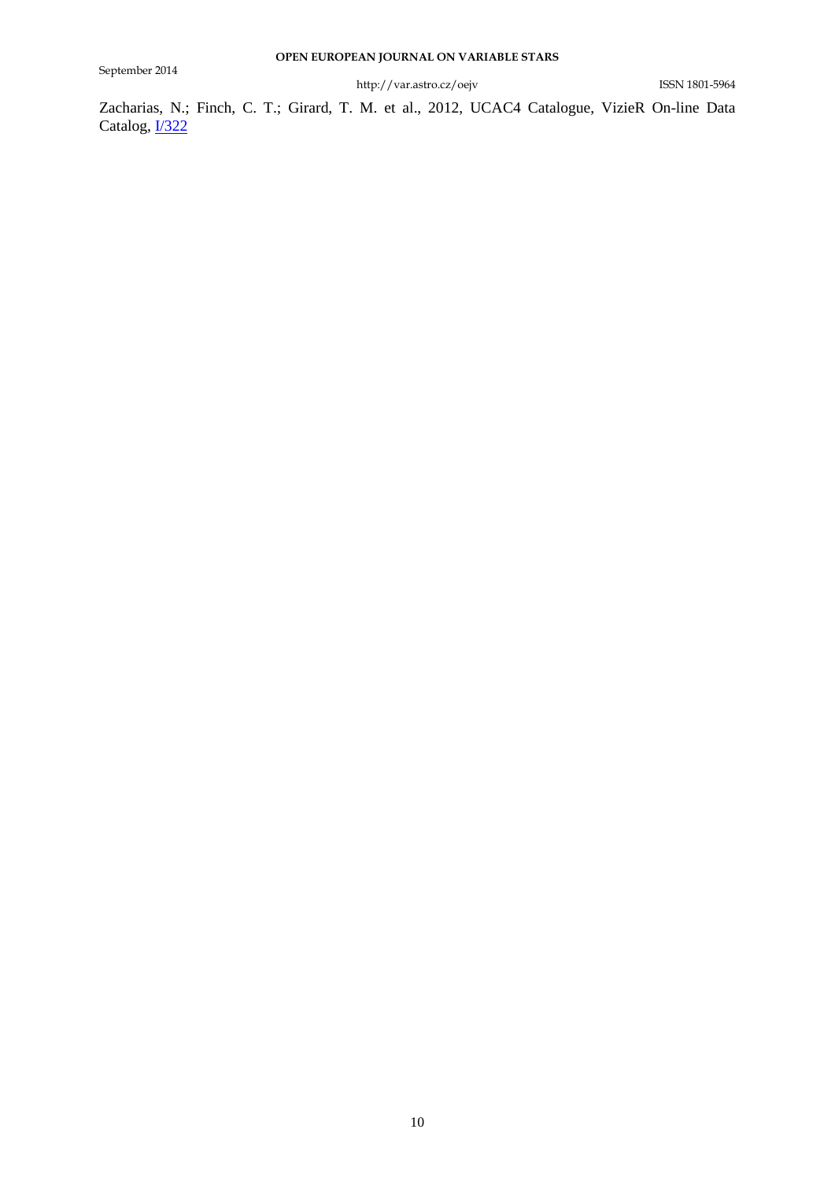Zacharias, N.; Finch, C. T.; Girard, T. M. et al., 2012, UCAC4 Catalogue, VizieR On-line Data Catalog, I/322